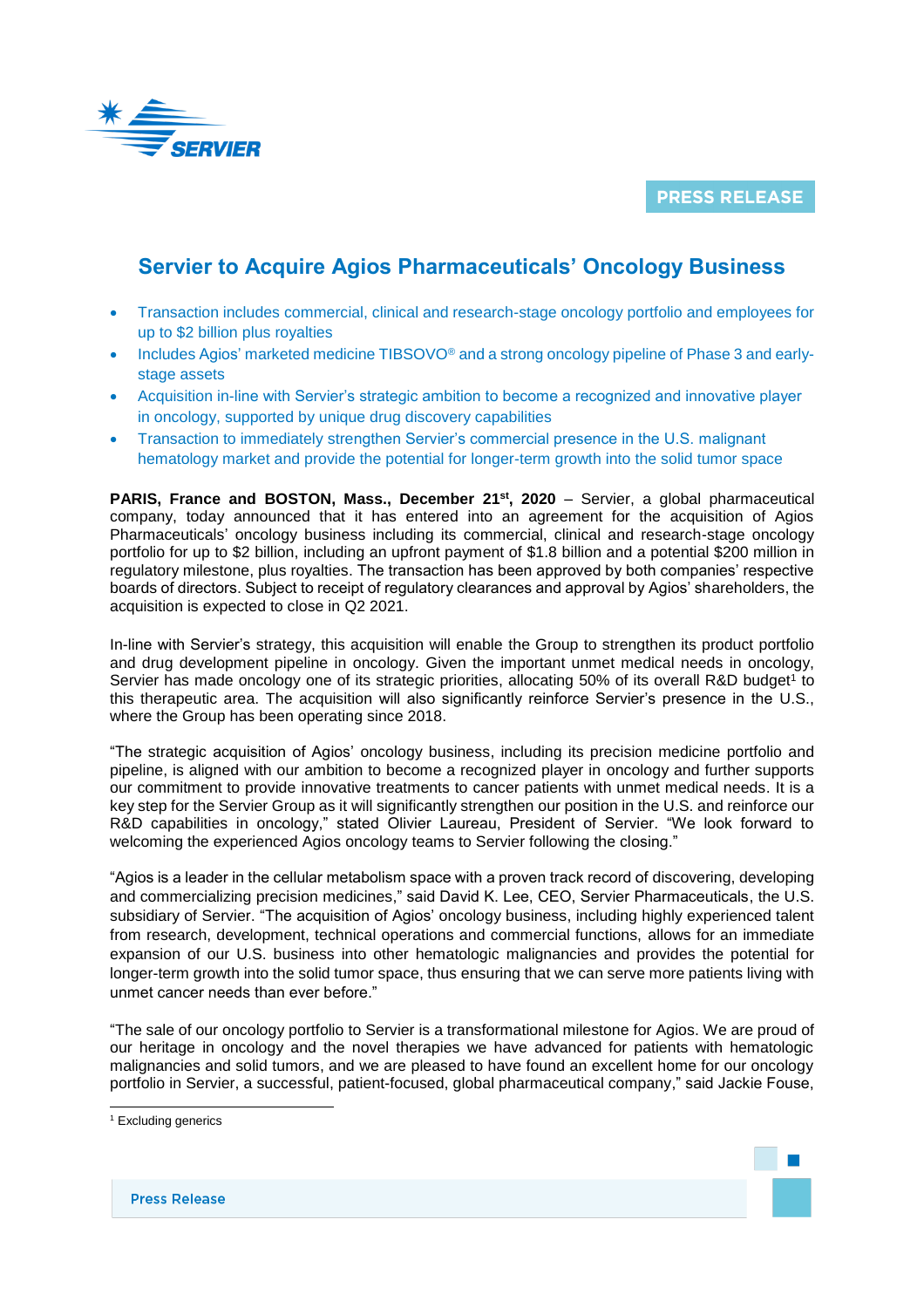PRESS RELEASE

# Servier to Acquire Agios Pharmaceuticals' Oncology Business

- Transaction includes commercial, clinical and research-stage oncology portfolio and employees for up to $2 billion plus royalties
- Includes Agios' marketed medicine TIBSOVO® and a strong oncology pipeline of Phase 3 and early-stage assets
- Acquisition in-line with Servier's strategic ambition to become a recognized and innovative player in oncology, supported by unique drug discovery capabilities
- Transaction to immediately strengthen Servier's commercial presence in the U.S. malignant hematology market and provide the potential for longer-term growth into the solid tumor space

**PARIS, France and BOSTON, Mass., December 21st, 2020** – Servier, a global pharmaceutical company, today announced that it has entered into an agreement for the acquisition of Agios Pharmaceuticals' oncology business including its commercial, clinical and research-stage oncology portfolio for up to $2 billion, including an upfront payment of $1.8 billion and a potential $200 million in regulatory milestone, plus royalties. The transaction has been approved by both companies' respective boards of directors. Subject to receipt of regulatory clearances and approval by Agios' shareholders, the acquisition is expected to close in Q2 2021.

In-line with Servier's strategy, this acquisition will enable the Group to strengthen its product portfolio and drug development pipeline in oncology. Given the important unmet medical needs in oncology, Servier has made oncology one of its strategic priorities, allocating 50% of its overall R&D budget[1] to this therapeutic area. The acquisition will also significantly reinforce Servier's presence in the U.S., where the Group has been operating since 2018.

"The strategic acquisition of Agios' oncology business, including its precision medicine portfolio and pipeline, is aligned with our ambition to become a recognized player in oncology and further supports our commitment to provide innovative treatments to cancer patients with unmet medical needs. It is a key step for the Servier Group as it will significantly strengthen our position in the U.S. and reinforce our R&D capabilities in oncology," stated Olivier Laureau, President of Servier. "We look forward to welcoming the experienced Agios oncology teams to Servier following the closing."

"Agios is a leader in the cellular metabolism space with a proven track record of discovering, developing and commercializing precision medicines," said David K. Lee, CEO, Servier Pharmaceuticals, the U.S. subsidiary of Servier. "The acquisition of Agios' oncology business, including highly experienced talent from research, development, technical operations and commercial functions, allows for an immediate expansion of our U.S. business into other hematologic malignancies and provides the potential for longer-term growth into the solid tumor space, thus ensuring that we can serve more patients living with unmet cancer needs than ever before."

"The sale of our oncology portfolio to Servier is a transformational milestone for Agios. We are proud of our heritage in oncology and the novel therapies we have advanced for patients with hematologic malignancies and solid tumors, and we are pleased to have found an excellent home for our oncology portfolio in Servier, a successful, patient-focused, global pharmaceutical company," said Jackie Fouse,

[1] Excluding generics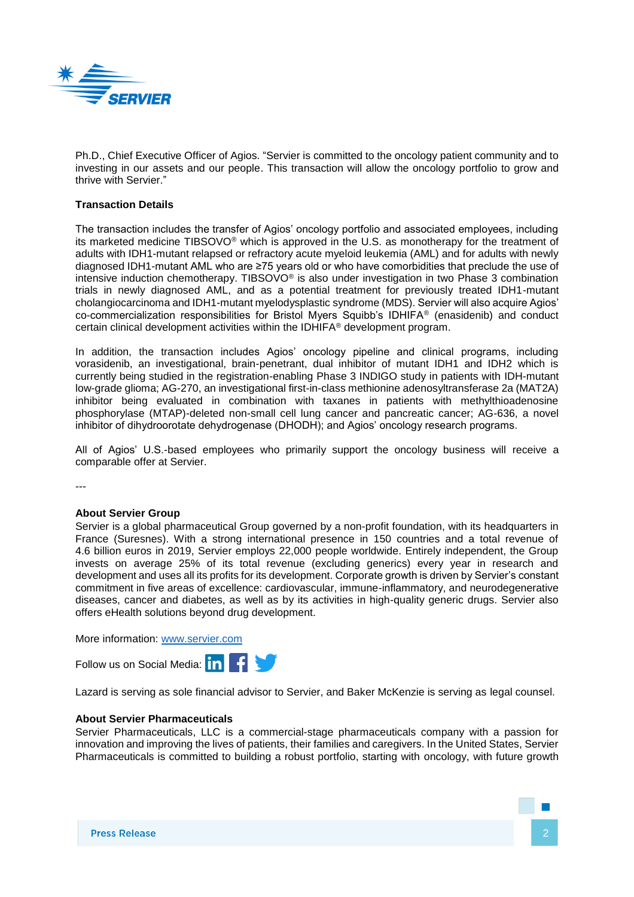Ph.D., Chief Executive Officer of Agios. "Servier is committed to the oncology patient community and to investing in our assets and our people. This transaction will allow the oncology portfolio to grow and thrive with Servier."

**Transaction Details**

The transaction includes the transfer of Agios' oncology portfolio and associated employees, including its marketed medicine TIBSOVO® which is approved in the U.S. as monotherapy for the treatment of adults with IDH1-mutant relapsed or refractory acute myeloid leukemia (AML) and for adults with newly diagnosed IDH1-mutant AML who are ≥75 years old or who have comorbidities that preclude the use of intensive induction chemotherapy. TIBSOVO® is also under investigation in two Phase 3 combination trials in newly diagnosed AML, and as a potential treatment for previously treated IDH1-mutant cholangiocarcinoma and IDH1-mutant myelodysplastic syndrome (MDS). Servier will also acquire Agios' co-commercialization responsibilities for Bristol Myers Squibb's IDHIFA® (enasidenib) and conduct certain clinical development activities within the IDHIFA® development program.

In addition, the transaction includes Agios' oncology pipeline and clinical programs, including vorasidenib, an investigational, brain-penetrant, dual inhibitor of mutant IDH1 and IDH2 which is currently being studied in the registration-enabling Phase 3 INDIGO study in patients with IDH-mutant low-grade glioma; AG-270, an investigational first-in-class methionine adenosyltransferase 2a (MAT2A) inhibitor being evaluated in combination with taxanes in patients with methylthioadenosine phosphorylase (MTAP)-deleted non-small cell lung cancer and pancreatic cancer; AG-636, a novel inhibitor of dihydroorotate dehydrogenase (DHODH); and Agios' oncology research programs.

All of Agios' U.S.-based employees who primarily support the oncology business will receive a comparable offer at Servier.

---

**About Servier Group**

Servier is a global pharmaceutical Group governed by a non-profit foundation, with its headquarters in France (Suresnes). With a strong international presence in 150 countries and a total revenue of 4.6 billion euros in 2019, Servier employs 22,000 people worldwide. Entirely independent, the Group invests on average 25% of its total revenue (excluding generics) every year in research and development and uses all its profits for its development. Corporate growth is driven by Servier's constant commitment in five areas of excellence: cardiovascular, immune-inflammatory, and neurodegenerative diseases, cancer and diabetes, as well as by its activities in high-quality generic drugs. Servier also offers eHealth solutions beyond drug development.

More information: [www.servier.com](http://www.servier.com)

Follow us on Social Media:

Lazard is serving as sole financial advisor to Servier, and Baker McKenzie is serving as legal counsel.

**About Servier Pharmaceuticals**

Servier Pharmaceuticals, LLC is a commercial-stage pharmaceuticals company with a passion for innovation and improving the lives of patients, their families and caregivers. In the United States, Servier Pharmaceuticals is committed to building a robust portfolio, starting with oncology, with future growth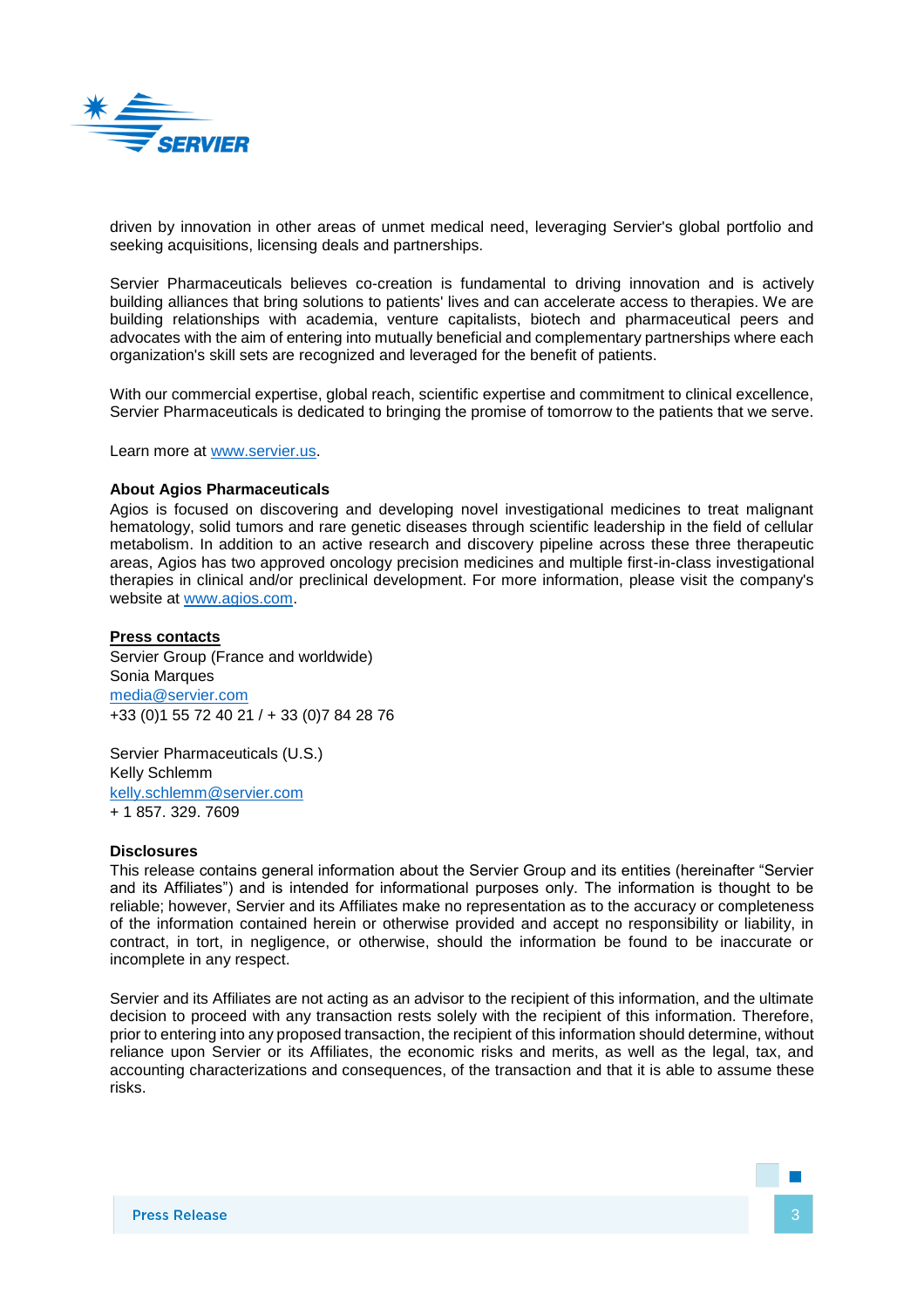driven by innovation in other areas of unmet medical need, leveraging Servier's global portfolio and seeking acquisitions, licensing deals and partnerships.

Servier Pharmaceuticals believes co-creation is fundamental to driving innovation and is actively building alliances that bring solutions to patients' lives and can accelerate access to therapies. We are building relationships with academia, venture capitalists, biotech and pharmaceutical peers and advocates with the aim of entering into mutually beneficial and complementary partnerships where each organization's skill sets are recognized and leveraged for the benefit of patients.

With our commercial expertise, global reach, scientific expertise and commitment to clinical excellence, Servier Pharmaceuticals is dedicated to bringing the promise of tomorrow to the patients that we serve.

Learn more at [www.servier.us](http://www.servier.us).

**About Agios Pharmaceuticals**

Agios is focused on discovering and developing novel investigational medicines to treat malignant hematology, solid tumors and rare genetic diseases through scientific leadership in the field of cellular metabolism. In addition to an active research and discovery pipeline across these three therapeutic areas, Agios has two approved oncology precision medicines and multiple first-in-class investigational therapies in clinical and/or preclinical development. For more information, please visit the company's website at [www.agios.com](http://www.agios.com).

**Press contacts**

Servier Group (France and worldwide)
Sonia Marques
[media@servier.com](mailto:media@servier.com)
+33 (0)1 55 72 40 21 / + 33 (0)7 84 28 76

Servier Pharmaceuticals (U.S.)
Kelly Schlemm
[kelly.schlemm@servier.com](mailto:kelly.schlemm@servier.com)
+ 1 857. 329. 7609

**Disclosures**

This release contains general information about the Servier Group and its entities (hereinafter "Servier and its Affiliates") and is intended for informational purposes only. The information is thought to be reliable; however, Servier and its Affiliates make no representation as to the accuracy or completeness of the information contained herein or otherwise provided and accept no responsibility or liability, in contract, in tort, in negligence, or otherwise, should the information be found to be inaccurate or incomplete in any respect.

Servier and its Affiliates are not acting as an advisor to the recipient of this information, and the ultimate decision to proceed with any transaction rests solely with the recipient of this information. Therefore, prior to entering into any proposed transaction, the recipient of this information should determine, without reliance upon Servier or its Affiliates, the economic risks and merits, as well as the legal, tax, and accounting characterizations and consequences, of the transaction and that it is able to assume these risks.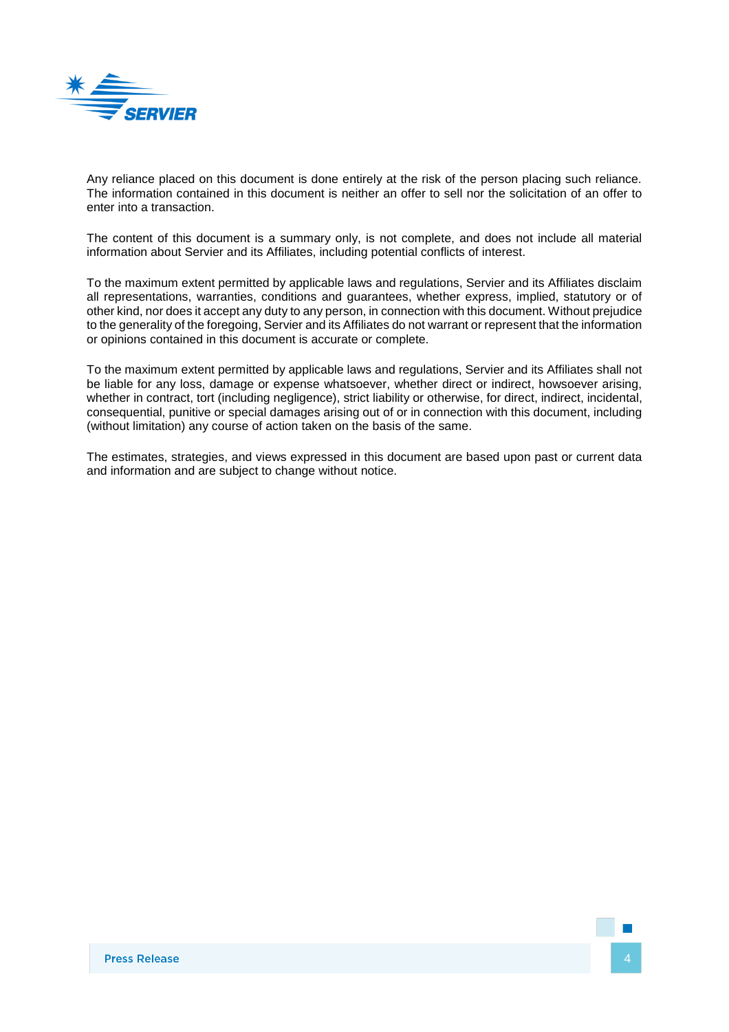Any reliance placed on this document is done entirely at the risk of the person placing such reliance. The information contained in this document is neither an offer to sell nor the solicitation of an offer to enter into a transaction.

The content of this document is a summary only, is not complete, and does not include all material information about Servier and its Affiliates, including potential conflicts of interest.

To the maximum extent permitted by applicable laws and regulations, Servier and its Affiliates disclaim all representations, warranties, conditions and guarantees, whether express, implied, statutory or of other kind, nor does it accept any duty to any person, in connection with this document. Without prejudice to the generality of the foregoing, Servier and its Affiliates do not warrant or represent that the information or opinions contained in this document is accurate or complete.

To the maximum extent permitted by applicable laws and regulations, Servier and its Affiliates shall not be liable for any loss, damage or expense whatsoever, whether direct or indirect, howsoever arising, whether in contract, tort (including negligence), strict liability or otherwise, for direct, indirect, incidental, consequential, punitive or special damages arising out of or in connection with this document, including (without limitation) any course of action taken on the basis of the same.

The estimates, strategies, and views expressed in this document are based upon past or current data and information and are subject to change without notice.